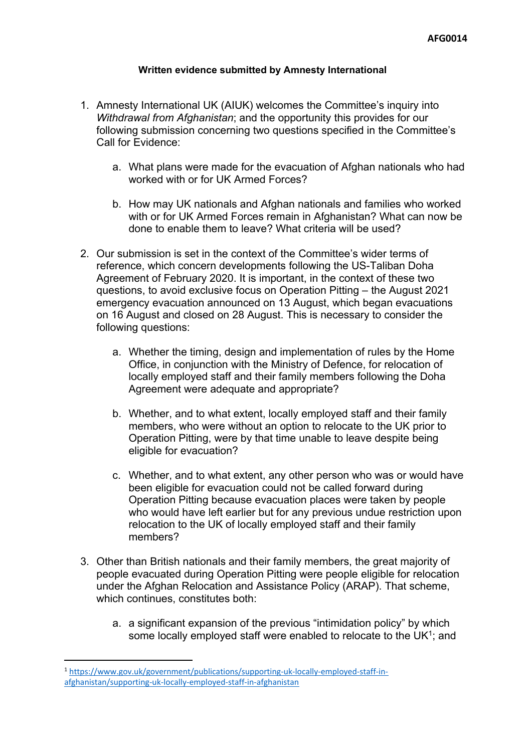AFG0014

**Written evidence submitted by Amnesty International**

1. Amnesty International UK (AIUK) welcomes the Committee's inquiry into *Withdrawal from Afghanistan*; and the opportunity this provides for our following submission concerning two questions specified in the Committee's Call for Evidence:

    a. What plans were made for the evacuation of Afghan nationals who had worked with or for UK Armed Forces?

    b. How may UK nationals and Afghan nationals and families who worked with or for UK Armed Forces remain in Afghanistan? What can now be done to enable them to leave? What criteria will be used?

2. Our submission is set in the context of the Committee's wider terms of reference, which concern developments following the US-Taliban Doha Agreement of February 2020. It is important, in the context of these two questions, to avoid exclusive focus on Operation Pitting – the August 2021 emergency evacuation announced on 13 August, which began evacuations on 16 August and closed on 28 August. This is necessary to consider the following questions:

    a. Whether the timing, design and implementation of rules by the Home Office, in conjunction with the Ministry of Defence, for relocation of locally employed staff and their family members following the Doha Agreement were adequate and appropriate?

    b. Whether, and to what extent, locally employed staff and their family members, who were without an option to relocate to the UK prior to Operation Pitting, were by that time unable to leave despite being eligible for evacuation?

    c. Whether, and to what extent, any other person who was or would have been eligible for evacuation could not be called forward during Operation Pitting because evacuation places were taken by people who would have left earlier but for any previous undue restriction upon relocation to the UK of locally employed staff and their family members?

3. Other than British nationals and their family members, the great majority of people evacuated during Operation Pitting were people eligible for relocation under the Afghan Relocation and Assistance Policy (ARAP). That scheme, which continues, constitutes both:

    a. a significant expansion of the previous "intimidation policy" by which some locally employed staff were enabled to relocate to the UK[1]; and

[1] https://www.gov.uk/government/publications/supporting-uk-locally-employed-staff-in-afghanistan/supporting-uk-locally-employed-staff-in-afghanistan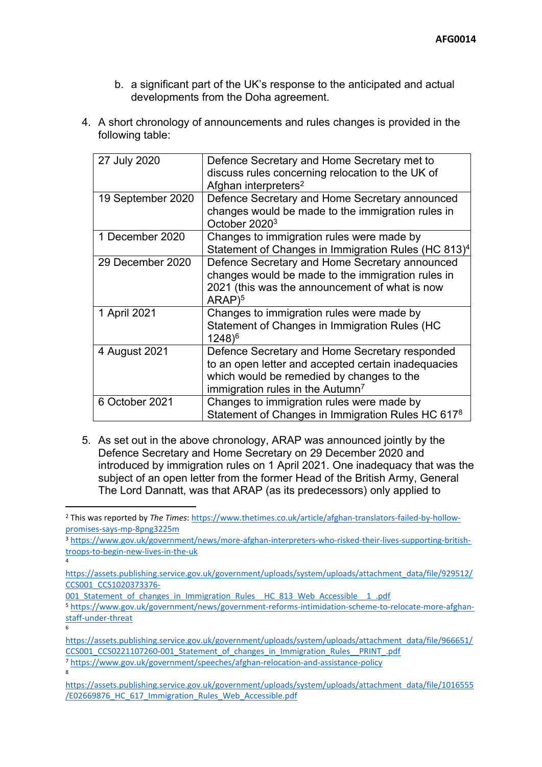b. a significant part of the UK's response to the anticipated and actual developments from the Doha agreement.

4. A short chronology of announcements and rules changes is provided in the following table:

| | |
|---|---|
| 27 July 2020 | Defence Secretary and Home Secretary met to discuss rules concerning relocation to the UK of Afghan interpreters[2] |
| 19 September 2020 | Defence Secretary and Home Secretary announced changes would be made to the immigration rules in October 2020[3] |
| 1 December 2020 | Changes to immigration rules were made by Statement of Changes in Immigration Rules (HC 813)[4] |
| 29 December 2020 | Defence Secretary and Home Secretary announced changes would be made to the immigration rules in 2021 (this was the announcement of what is now ARAP)[5] |
| 1 April 2021 | Changes to immigration rules were made by Statement of Changes in Immigration Rules (HC 1248)[6] |
| 4 August 2021 | Defence Secretary and Home Secretary responded to an open letter and accepted certain inadequacies which would be remedied by changes to the immigration rules in the Autumn[7] |
| 6 October 2021 | Changes to immigration rules were made by Statement of Changes in Immigration Rules HC 617[8] |

5. As set out in the above chronology, ARAP was announced jointly by the Defence Secretary and Home Secretary on 29 December 2020 and introduced by immigration rules on 1 April 2021. One inadequacy that was the subject of an open letter from the former Head of the British Army, General The Lord Dannatt, was that ARAP (as its predecessors) only applied to

---

[2] This was reported by *The Times*: https://www.thetimes.co.uk/article/afghan-translators-failed-by-hollow-promises-says-mp-8png3225m

[3] https://www.gov.uk/government/news/more-afghan-interpreters-who-risked-their-lives-supporting-british-troops-to-begin-new-lives-in-the-uk

[4] https://assets.publishing.service.gov.uk/government/uploads/system/uploads/attachment_data/file/929512/CCS001_CCS1020373376-001_Statement_of_changes_in_Immigration_Rules__HC_813_Web_Accessible__1_.pdf

[5] https://www.gov.uk/government/news/government-reforms-intimidation-scheme-to-relocate-more-afghan-staff-under-threat

[6] https://assets.publishing.service.gov.uk/government/uploads/system/uploads/attachment_data/file/966651/CCS001_CCS0221107260-001_Statement_of_changes_in_Immigration_Rules__PRINT_.pdf

[7] https://www.gov.uk/government/speeches/afghan-relocation-and-assistance-policy

[8] https://assets.publishing.service.gov.uk/government/uploads/system/uploads/attachment_data/file/1016555/E02669876_HC_617_Immigration_Rules_Web_Accessible.pdf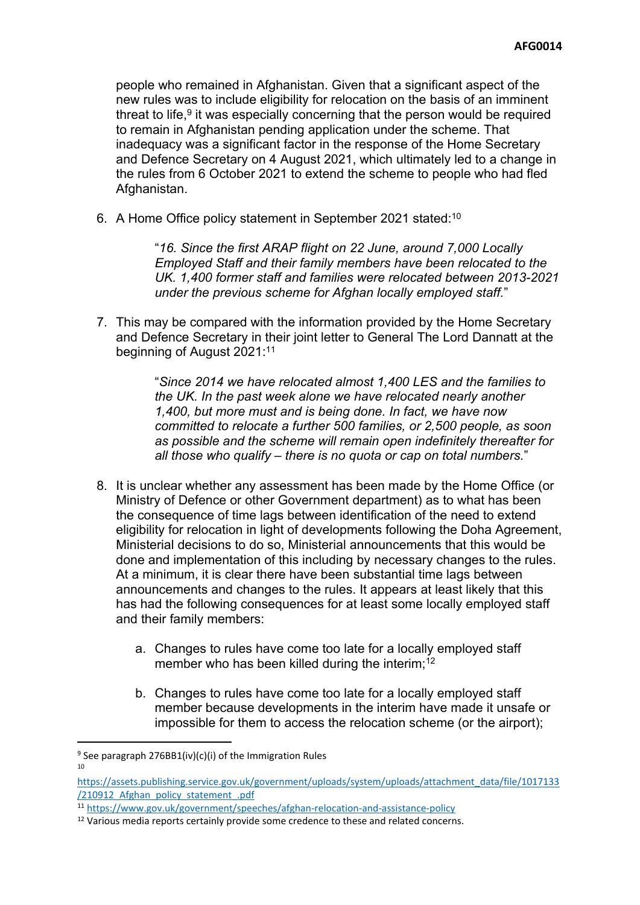people who remained in Afghanistan. Given that a significant aspect of the new rules was to include eligibility for relocation on the basis of an imminent threat to life,[9] it was especially concerning that the person would be required to remain in Afghanistan pending application under the scheme. That inadequacy was a significant factor in the response of the Home Secretary and Defence Secretary on 4 August 2021, which ultimately led to a change in the rules from 6 October 2021 to extend the scheme to people who had fled Afghanistan.

6. A Home Office policy statement in September 2021 stated:[10]

   > "*16. Since the first ARAP flight on 22 June, around 7,000 Locally Employed Staff and their family members have been relocated to the UK. 1,400 former staff and families were relocated between 2013-2021 under the previous scheme for Afghan locally employed staff.*"

7. This may be compared with the information provided by the Home Secretary and Defence Secretary in their joint letter to General The Lord Dannatt at the beginning of August 2021:[11]

   > "*Since 2014 we have relocated almost 1,400 LES and the families to the UK. In the past week alone we have relocated nearly another 1,400, but more must and is being done. In fact, we have now committed to relocate a further 500 families, or 2,500 people, as soon as possible and the scheme will remain open indefinitely thereafter for all those who qualify – there is no quota or cap on total numbers.*"

8. It is unclear whether any assessment has been made by the Home Office (or Ministry of Defence or other Government department) as to what has been the consequence of time lags between identification of the need to extend eligibility for relocation in light of developments following the Doha Agreement, Ministerial decisions to do so, Ministerial announcements that this would be done and implementation of this including by necessary changes to the rules. At a minimum, it is clear there have been substantial time lags between announcements and changes to the rules. It appears at least likely that this has had the following consequences for at least some locally employed staff and their family members:

   a. Changes to rules have come too late for a locally employed staff member who has been killed during the interim;[12]

   b. Changes to rules have come too late for a locally employed staff member because developments in the interim have made it unsafe or impossible for them to access the relocation scheme (or the airport);

---

[9] See paragraph 276BB1(iv)(c)(i) of the Immigration Rules

[10] https://assets.publishing.service.gov.uk/government/uploads/system/uploads/attachment_data/file/1017133/210912_Afghan_policy_statement_.pdf

[11] https://www.gov.uk/government/speeches/afghan-relocation-and-assistance-policy

[12] Various media reports certainly provide some credence to these and related concerns.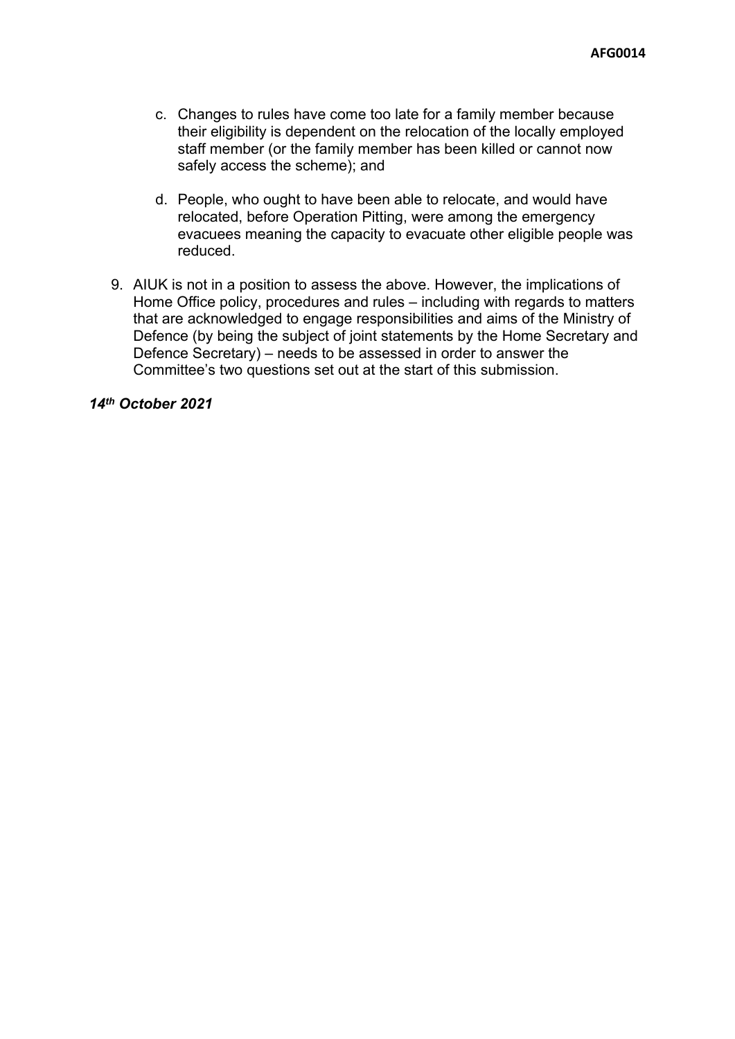c. Changes to rules have come too late for a family member because their eligibility is dependent on the relocation of the locally employed staff member (or the family member has been killed or cannot now safely access the scheme); and

d. People, who ought to have been able to relocate, and would have relocated, before Operation Pitting, were among the emergency evacuees meaning the capacity to evacuate other eligible people was reduced.

9. AIUK is not in a position to assess the above. However, the implications of Home Office policy, procedures and rules – including with regards to matters that are acknowledged to engage responsibilities and aims of the Ministry of Defence (by being the subject of joint statements by the Home Secretary and Defence Secretary) – needs to be assessed in order to answer the Committee's two questions set out at the start of this submission.

***14th October 2021***